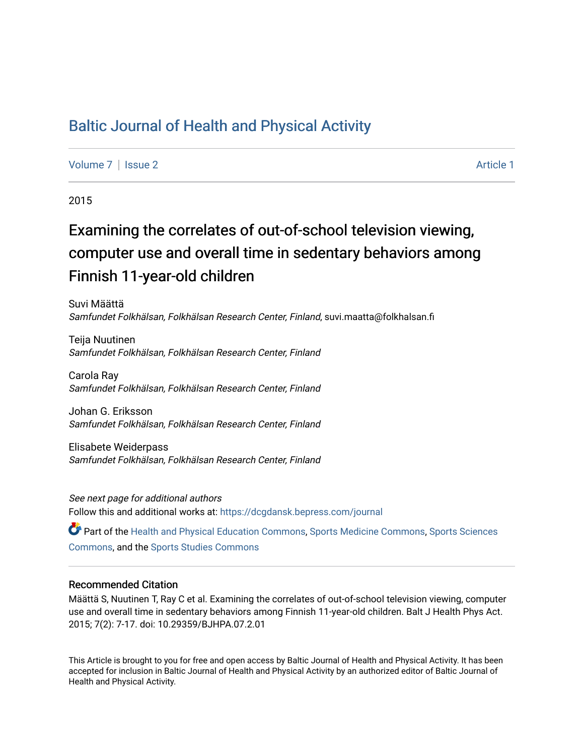# Baltic Journal of Health and Physical Activity

Volume 7 | Issue 2 Article 1

2015

## Examining the correlates of out-of-school television viewing, computer use and overall time in sedentary behaviors among Finnish 11-year-old children

Suvi Määttä
*Samfundet Folkhälsan, Folkhälsan Research Center, Finland*, suvi.maatta@folkhalsan.fi

Teija Nuutinen
*Samfundet Folkhälsan, Folkhälsan Research Center, Finland*

Carola Ray
*Samfundet Folkhälsan, Folkhälsan Research Center, Finland*

Johan G. Eriksson
*Samfundet Folkhälsan, Folkhälsan Research Center, Finland*

Elisabete Weiderpass
*Samfundet Folkhälsan, Folkhälsan Research Center, Finland*

*See next page for additional authors*

Follow this and additional works at: https://dcgdansk.bepress.com/journal

Part of the Health and Physical Education Commons, Sports Medicine Commons, Sports Sciences Commons, and the Sports Studies Commons

### Recommended Citation

Määttä S, Nuutinen T, Ray C et al. Examining the correlates of out-of-school television viewing, computer use and overall time in sedentary behaviors among Finnish 11-year-old children. Balt J Health Phys Act. 2015; 7(2): 7-17. doi: 10.29359/BJHPA.07.2.01

This Article is brought to you for free and open access by Baltic Journal of Health and Physical Activity. It has been accepted for inclusion in Baltic Journal of Health and Physical Activity by an authorized editor of Baltic Journal of Health and Physical Activity.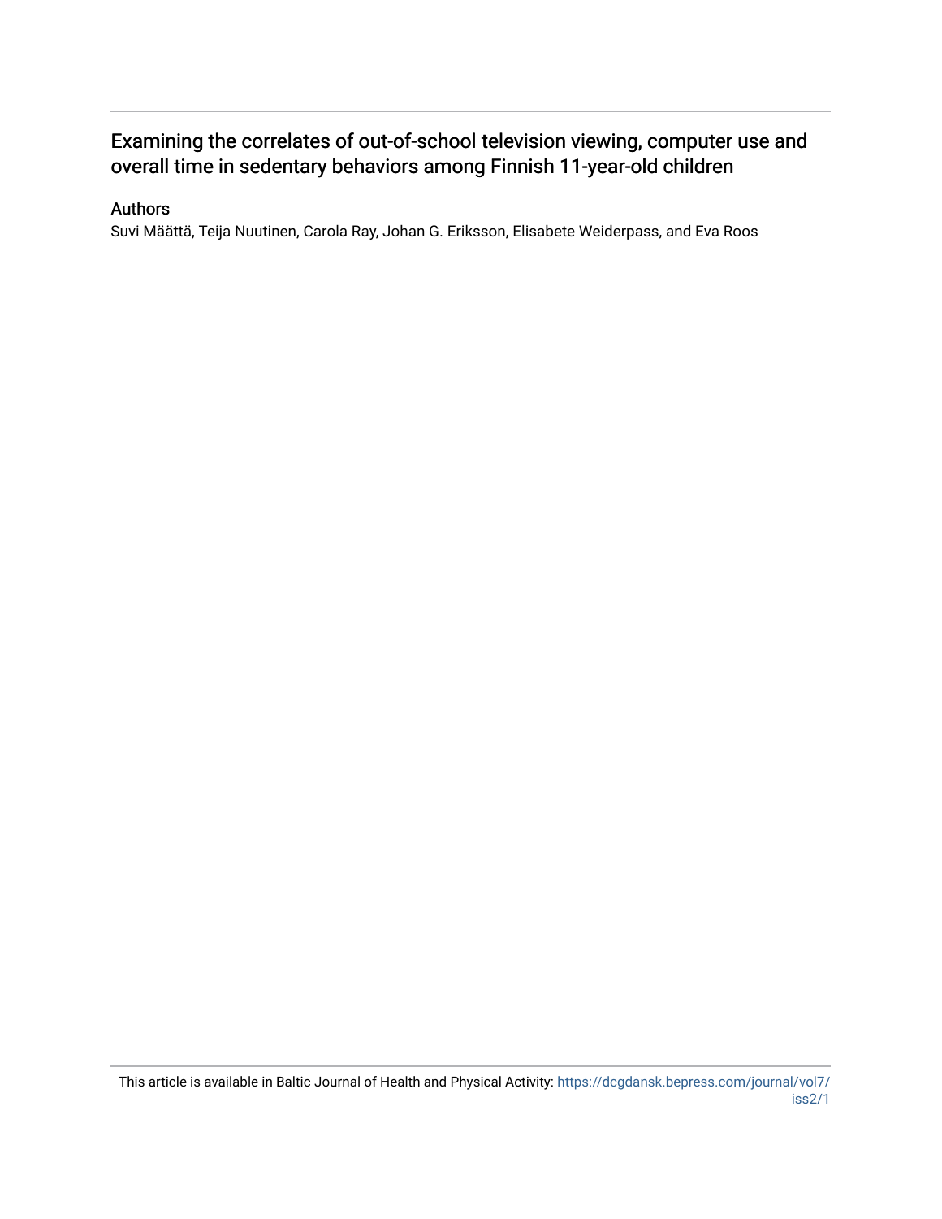# Examining the correlates of out-of-school television viewing, computer use and overall time in sedentary behaviors among Finnish 11-year-old children

## Authors

Suvi Määttä, Teija Nuutinen, Carola Ray, Johan G. Eriksson, Elisabete Weiderpass, and Eva Roos

This article is available in Baltic Journal of Health and Physical Activity: https://dcgdansk.bepress.com/journal/vol7/iss2/1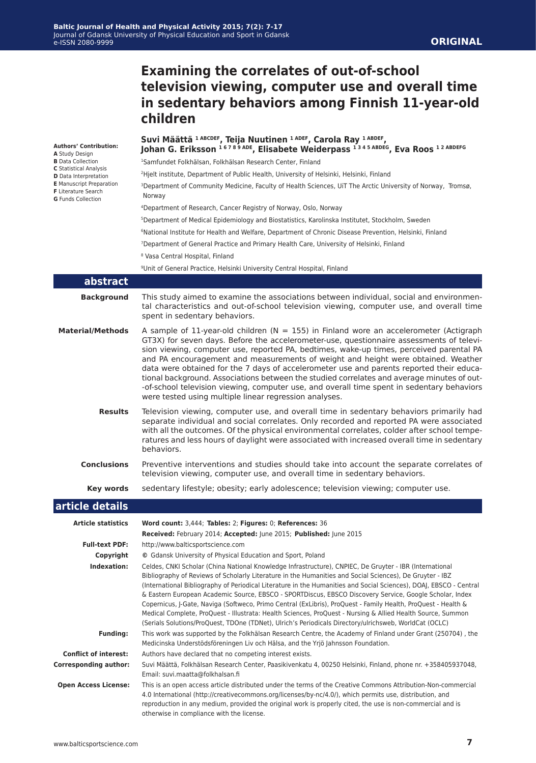**ORIGINAL**

# Examining the correlates of out-of-school television viewing, computer use and overall time in sedentary behaviors among Finnish 11-year-old children

**Suvi Määttä [1 ABCDEF], Teija Nuutinen [1 ADEF], Carola Ray [1 ABDEF], Johan G. Eriksson [1 6 7 8 9 ADE], Elisabete Weiderpass [1 3 4 5 ABDEG], Eva Roos [1 2 ABDEFG]**

**Authors' Contribution:**
**A** Study Design
**B** Data Collection
**C** Statistical Analysis
**D** Data Interpretation
**E** Manuscript Preparation
**F** Literature Search
**G** Funds Collection

[1]Samfundet Folkhälsan, Folkhälsan Research Center, Finland

[2]Hjelt institute, Department of Public Health, University of Helsinki, Helsinki, Finland

[3]Department of Community Medicine, Faculty of Health Sciences, UiT The Arctic University of Norway, Tromsø, Norway

[4]Department of Research, Cancer Registry of Norway, Oslo, Norway

[5]Department of Medical Epidemiology and Biostatistics, Karolinska Institutet, Stockholm, Sweden

[6]National Institute for Health and Welfare, Department of Chronic Disease Prevention, Helsinki, Finland

[7]Department of General Practice and Primary Health Care, University of Helsinki, Finland

[8] Vasa Central Hospital, Finland

[9]Unit of General Practice, Helsinki University Central Hospital, Finland

## abstract

**Background**
This study aimed to examine the associations between individual, social and environmental characteristics and out-of-school television viewing, computer use, and overall time spent in sedentary behaviors.

**Material/Methods**
A sample of 11-year-old children (N = 155) in Finland wore an accelerometer (Actigraph GT3X) for seven days. Before the accelerometer-use, questionnaire assessments of television viewing, computer use, reported PA, bedtimes, wake-up times, perceived parental PA and PA encouragement and measurements of weight and height were obtained. Weather data were obtained for the 7 days of accelerometer use and parents reported their educational background. Associations between the studied correlates and average minutes of out-of-school television viewing, computer use, and overall time spent in sedentary behaviors were tested using multiple linear regression analyses.

**Results**
Television viewing, computer use, and overall time in sedentary behaviors primarily had separate individual and social correlates. Only recorded and reported PA were associated with all the outcomes. Of the physical environmental correlates, colder after school temperatures and less hours of daylight were associated with increased overall time in sedentary behaviors.

**Conclusions**
Preventive interventions and studies should take into account the separate correlates of television viewing, computer use, and overall time in sedentary behaviors.

**Key words**
sedentary lifestyle; obesity; early adolescence; television viewing; computer use.

## article details

**Article statistics**
**Word count:** 3,444; **Tables:** 2; **Figures:** 0; **References:** 36
**Received:** February 2014; **Accepted:** June 2015; **Published:** June 2015

**Full-text PDF:** http://www.balticsportscience.com

**Copyright** © Gdansk University of Physical Education and Sport, Poland

**Indexation:** Celdes, CNKI Scholar (China National Knowledge Infrastructure), CNPIEC, De Gruyter - IBR (International Bibliography of Reviews of Scholarly Literature in the Humanities and Social Sciences), De Gruyter - IBZ (International Bibliography of Periodical Literature in the Humanities and Social Sciences), DOAJ, EBSCO - Central & Eastern European Academic Source, EBSCO - SPORTDiscus, EBSCO Discovery Service, Google Scholar, Index Copernicus, J-Gate, Naviga (Softweco, Primo Central (ExLibris), ProQuest - Family Health, ProQuest - Health & Medical Complete, ProQuest - Illustrata: Health Sciences, ProQuest - Nursing & Allied Health Source, Summon (Serials Solutions/ProQuest, TDOne (TDNet), Ulrich's Periodicals Directory/ulrichsweb, WorldCat (OCLC)

**Funding:** This work was supported by the Folkhälsan Research Centre, the Academy of Finland under Grant (250704) , the Medicinska Understödsföreningen Liv och Hälsa, and the Yrjö Jahnsson Foundation.

**Conflict of interest:** Authors have declared that no competing interest exists.

**Corresponding author:** Suvi Määttä, Folkhälsan Research Center, Paasikivenkatu 4, 00250 Helsinki, Finland, phone nr. +358405937048, Email: suvi.maatta@folkhalsan.fi

**Open Access License:** This is an open access article distributed under the terms of the Creative Commons Attribution-Non-commercial 4.0 International (http://creativecommons.org/licenses/by-nc/4.0/), which permits use, distribution, and reproduction in any medium, provided the original work is properly cited, the use is non-commercial and is otherwise in compliance with the license.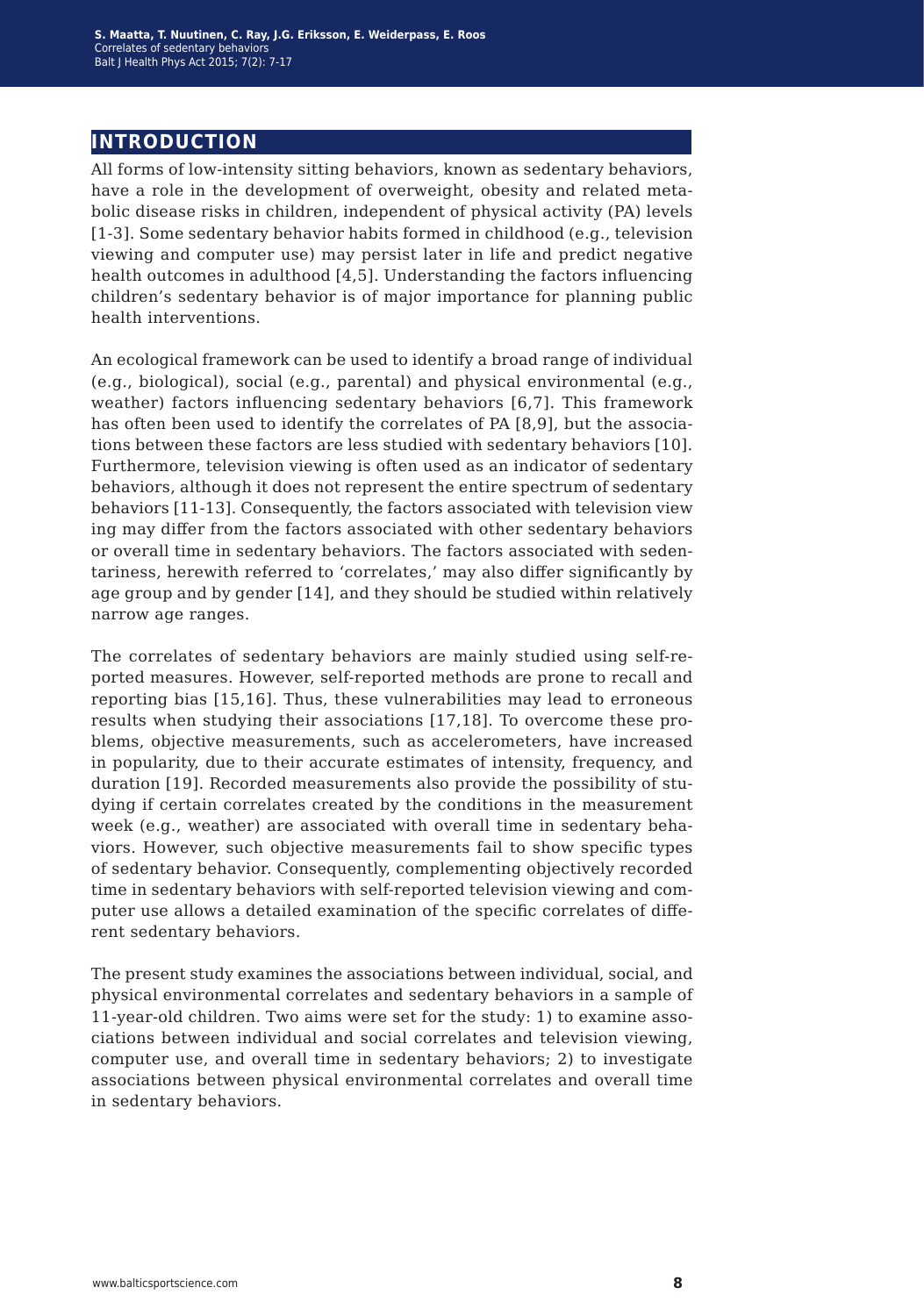## INTRODUCTION

All forms of low-intensity sitting behaviors, known as sedentary behaviors, have a role in the development of overweight, obesity and related metabolic disease risks in children, independent of physical activity (PA) levels [1-3]. Some sedentary behavior habits formed in childhood (e.g., television viewing and computer use) may persist later in life and predict negative health outcomes in adulthood [4,5]. Understanding the factors influencing children's sedentary behavior is of major importance for planning public health interventions.

An ecological framework can be used to identify a broad range of individual (e.g., biological), social (e.g., parental) and physical environmental (e.g., weather) factors influencing sedentary behaviors [6,7]. This framework has often been used to identify the correlates of PA [8,9], but the associations between these factors are less studied with sedentary behaviors [10]. Furthermore, television viewing is often used as an indicator of sedentary behaviors, although it does not represent the entire spectrum of sedentary behaviors [11-13]. Consequently, the factors associated with television viewing may differ from the factors associated with other sedentary behaviors or overall time in sedentary behaviors. The factors associated with sedentariness, herewith referred to 'correlates,' may also differ significantly by age group and by gender [14], and they should be studied within relatively narrow age ranges.

The correlates of sedentary behaviors are mainly studied using self-reported measures. However, self-reported methods are prone to recall and reporting bias [15,16]. Thus, these vulnerabilities may lead to erroneous results when studying their associations [17,18]. To overcome these problems, objective measurements, such as accelerometers, have increased in popularity, due to their accurate estimates of intensity, frequency, and duration [19]. Recorded measurements also provide the possibility of studying if certain correlates created by the conditions in the measurement week (e.g., weather) are associated with overall time in sedentary behaviors. However, such objective measurements fail to show specific types of sedentary behavior. Consequently, complementing objectively recorded time in sedentary behaviors with self-reported television viewing and computer use allows a detailed examination of the specific correlates of different sedentary behaviors.

The present study examines the associations between individual, social, and physical environmental correlates and sedentary behaviors in a sample of 11-year-old children. Two aims were set for the study: 1) to examine associations between individual and social correlates and television viewing, computer use, and overall time in sedentary behaviors; 2) to investigate associations between physical environmental correlates and overall time in sedentary behaviors.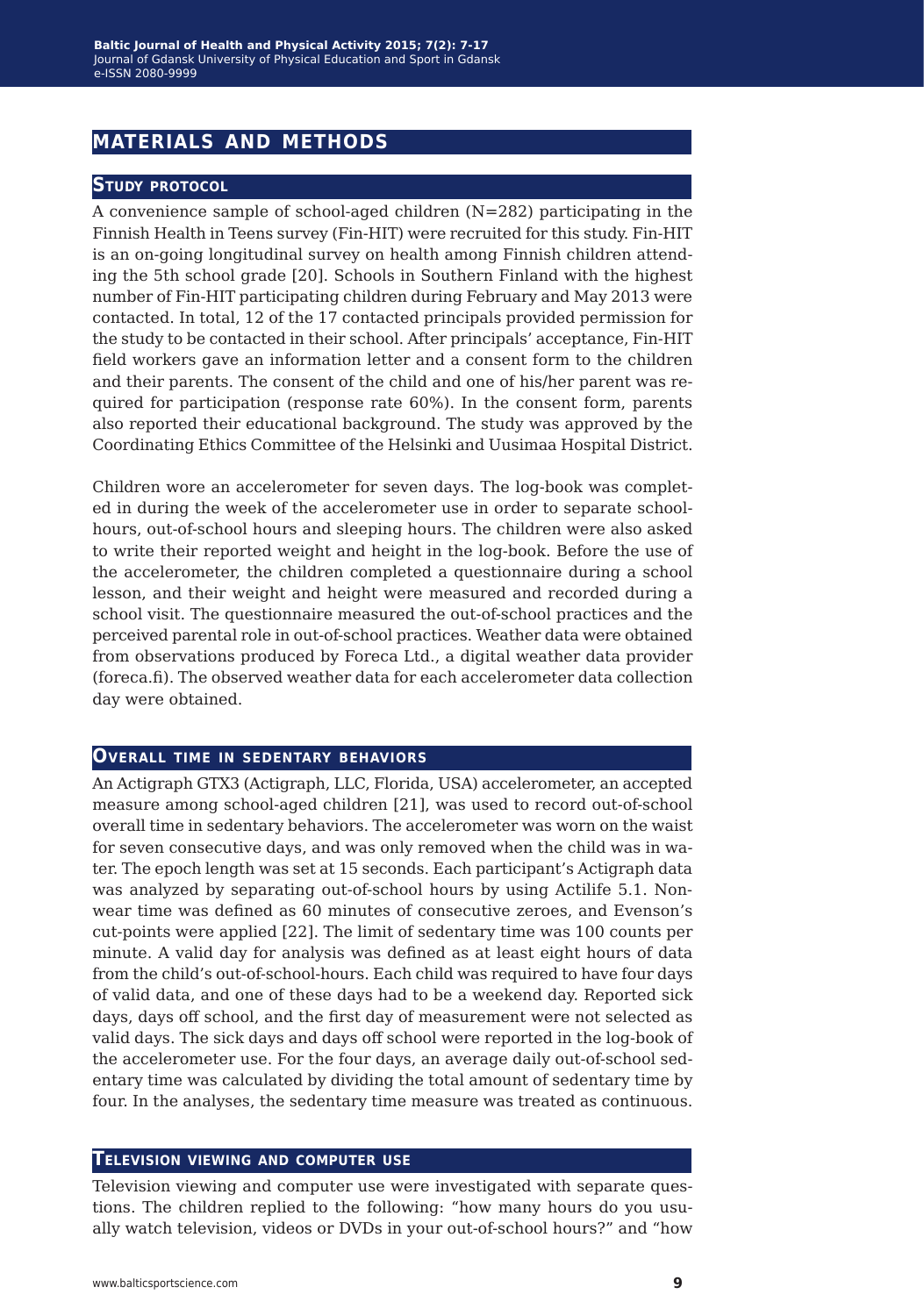# MATERIALS AND METHODS

## Study protocol

A convenience sample of school-aged children (N=282) participating in the Finnish Health in Teens survey (Fin-HIT) were recruited for this study. Fin-HIT is an on-going longitudinal survey on health among Finnish children attending the 5th school grade [20]. Schools in Southern Finland with the highest number of Fin-HIT participating children during February and May 2013 were contacted. In total, 12 of the 17 contacted principals provided permission for the study to be contacted in their school. After principals' acceptance, Fin-HIT field workers gave an information letter and a consent form to the children and their parents. The consent of the child and one of his/her parent was required for participation (response rate 60%). In the consent form, parents also reported their educational background. The study was approved by the Coordinating Ethics Committee of the Helsinki and Uusimaa Hospital District.

Children wore an accelerometer for seven days. The log-book was completed in during the week of the accelerometer use in order to separate school-hours, out-of-school hours and sleeping hours. The children were also asked to write their reported weight and height in the log-book. Before the use of the accelerometer, the children completed a questionnaire during a school lesson, and their weight and height were measured and recorded during a school visit. The questionnaire measured the out-of-school practices and the perceived parental role in out-of-school practices. Weather data were obtained from observations produced by Foreca Ltd., a digital weather data provider (foreca.fi). The observed weather data for each accelerometer data collection day were obtained.

## Overall time in sedentary behaviors

An Actigraph GTX3 (Actigraph, LLC, Florida, USA) accelerometer, an accepted measure among school-aged children [21], was used to record out-of-school overall time in sedentary behaviors. The accelerometer was worn on the waist for seven consecutive days, and was only removed when the child was in water. The epoch length was set at 15 seconds. Each participant's Actigraph data was analyzed by separating out-of-school hours by using Actilife 5.1. Non-wear time was defined as 60 minutes of consecutive zeroes, and Evenson's cut-points were applied [22]. The limit of sedentary time was 100 counts per minute. A valid day for analysis was defined as at least eight hours of data from the child's out-of-school-hours. Each child was required to have four days of valid data, and one of these days had to be a weekend day. Reported sick days, days off school, and the first day of measurement were not selected as valid days. The sick days and days off school were reported in the log-book of the accelerometer use. For the four days, an average daily out-of-school sedentary time was calculated by dividing the total amount of sedentary time by four. In the analyses, the sedentary time measure was treated as continuous.

## Television viewing and computer use

Television viewing and computer use were investigated with separate questions. The children replied to the following: "how many hours do you usually watch television, videos or DVDs in your out-of-school hours?" and "how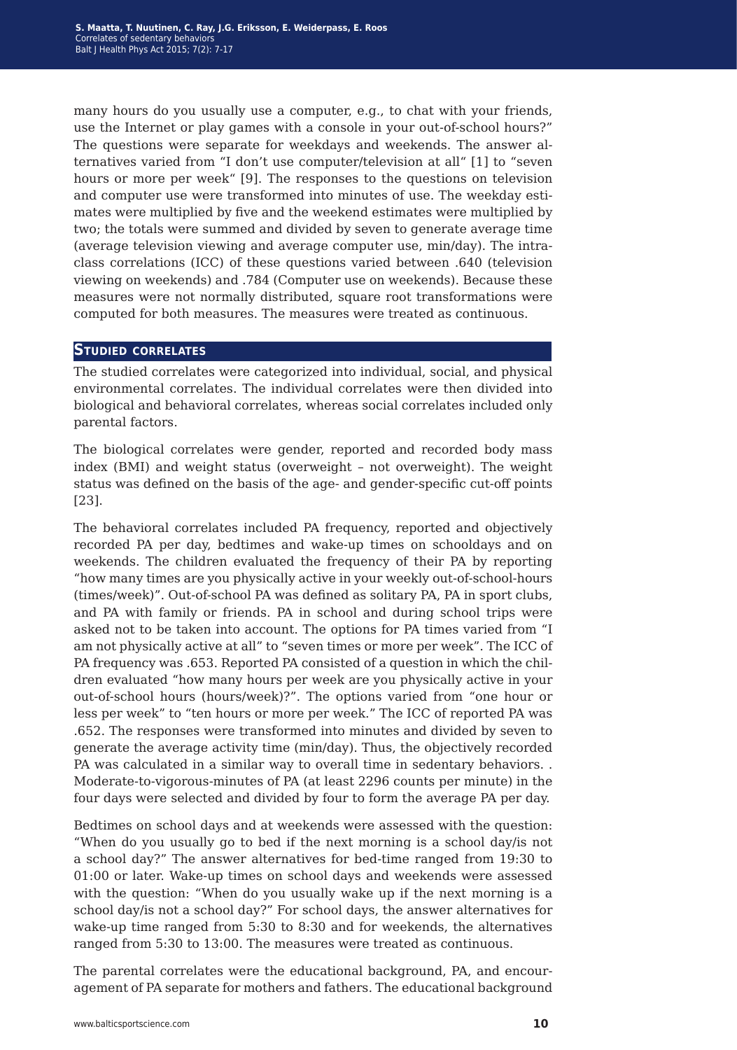many hours do you usually use a computer, e.g., to chat with your friends, use the Internet or play games with a console in your out-of-school hours?" The questions were separate for weekdays and weekends. The answer alternatives varied from "I don't use computer/television at all" [1] to "seven hours or more per week" [9]. The responses to the questions on television and computer use were transformed into minutes of use. The weekday estimates were multiplied by five and the weekend estimates were multiplied by two; the totals were summed and divided by seven to generate average time (average television viewing and average computer use, min/day). The intraclass correlations (ICC) of these questions varied between .640 (television viewing on weekends) and .784 (Computer use on weekends). Because these measures were not normally distributed, square root transformations were computed for both measures. The measures were treated as continuous.

## Studied correlates

The studied correlates were categorized into individual, social, and physical environmental correlates. The individual correlates were then divided into biological and behavioral correlates, whereas social correlates included only parental factors.

The biological correlates were gender, reported and recorded body mass index (BMI) and weight status (overweight – not overweight). The weight status was defined on the basis of the age- and gender-specific cut-off points [23].

The behavioral correlates included PA frequency, reported and objectively recorded PA per day, bedtimes and wake-up times on schooldays and on weekends. The children evaluated the frequency of their PA by reporting "how many times are you physically active in your weekly out-of-school-hours (times/week)". Out-of-school PA was defined as solitary PA, PA in sport clubs, and PA with family or friends. PA in school and during school trips were asked not to be taken into account. The options for PA times varied from "I am not physically active at all" to "seven times or more per week". The ICC of PA frequency was .653. Reported PA consisted of a question in which the children evaluated "how many hours per week are you physically active in your out-of-school hours (hours/week)?". The options varied from "one hour or less per week" to "ten hours or more per week." The ICC of reported PA was .652. The responses were transformed into minutes and divided by seven to generate the average activity time (min/day). Thus, the objectively recorded PA was calculated in a similar way to overall time in sedentary behaviors. . Moderate-to-vigorous-minutes of PA (at least 2296 counts per minute) in the four days were selected and divided by four to form the average PA per day.

Bedtimes on school days and at weekends were assessed with the question: "When do you usually go to bed if the next morning is a school day/is not a school day?" The answer alternatives for bed-time ranged from 19:30 to 01:00 or later. Wake-up times on school days and weekends were assessed with the question: "When do you usually wake up if the next morning is a school day/is not a school day?" For school days, the answer alternatives for wake-up time ranged from 5:30 to 8:30 and for weekends, the alternatives ranged from 5:30 to 13:00. The measures were treated as continuous.

The parental correlates were the educational background, PA, and encouragement of PA separate for mothers and fathers. The educational background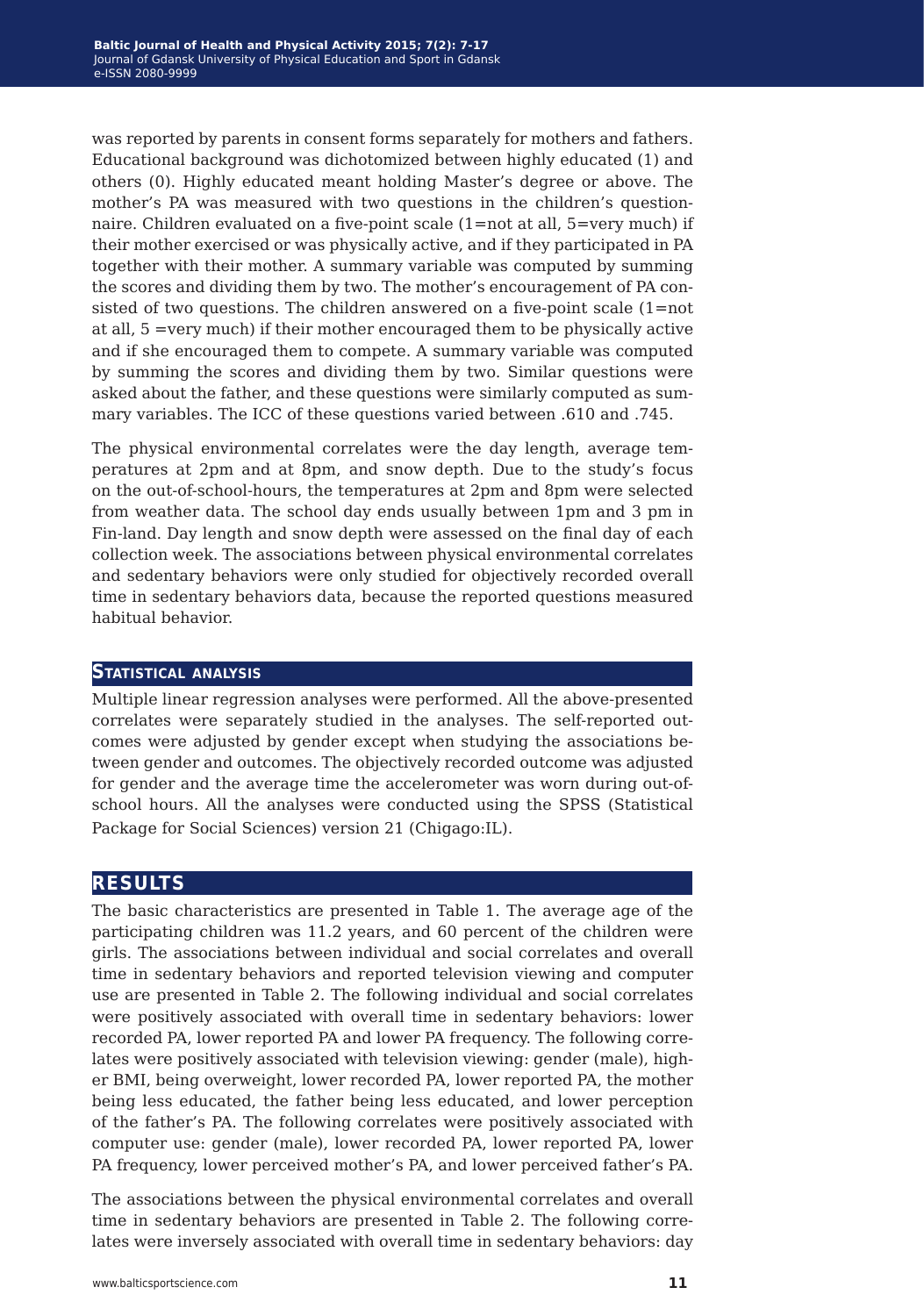was reported by parents in consent forms separately for mothers and fathers. Educational background was dichotomized between highly educated (1) and others (0). Highly educated meant holding Master's degree or above. The mother's PA was measured with two questions in the children's questionnaire. Children evaluated on a five-point scale (1=not at all, 5=very much) if their mother exercised or was physically active, and if they participated in PA together with their mother. A summary variable was computed by summing the scores and dividing them by two. The mother's encouragement of PA consisted of two questions. The children answered on a five-point scale (1=not at all, 5 =very much) if their mother encouraged them to be physically active and if she encouraged them to compete. A summary variable was computed by summing the scores and dividing them by two. Similar questions were asked about the father, and these questions were similarly computed as summary variables. The ICC of these questions varied between .610 and .745.

The physical environmental correlates were the day length, average temperatures at 2pm and at 8pm, and snow depth. Due to the study's focus on the out-of-school-hours, the temperatures at 2pm and 8pm were selected from weather data. The school day ends usually between 1pm and 3 pm in Fin-land. Day length and snow depth were assessed on the final day of each collection week. The associations between physical environmental correlates and sedentary behaviors were only studied for objectively recorded overall time in sedentary behaviors data, because the reported questions measured habitual behavior.

## Statistical analysis

Multiple linear regression analyses were performed. All the above-presented correlates were separately studied in the analyses. The self-reported outcomes were adjusted by gender except when studying the associations between gender and outcomes. The objectively recorded outcome was adjusted for gender and the average time the accelerometer was worn during out-of-school hours. All the analyses were conducted using the SPSS (Statistical Package for Social Sciences) version 21 (Chigago:IL).

# Results

The basic characteristics are presented in Table 1. The average age of the participating children was 11.2 years, and 60 percent of the children were girls. The associations between individual and social correlates and overall time in sedentary behaviors and reported television viewing and computer use are presented in Table 2. The following individual and social correlates were positively associated with overall time in sedentary behaviors: lower recorded PA, lower reported PA and lower PA frequency. The following correlates were positively associated with television viewing: gender (male), higher BMI, being overweight, lower recorded PA, lower reported PA, the mother being less educated, the father being less educated, and lower perception of the father's PA. The following correlates were positively associated with computer use: gender (male), lower recorded PA, lower reported PA, lower PA frequency, lower perceived mother's PA, and lower perceived father's PA.

The associations between the physical environmental correlates and overall time in sedentary behaviors are presented in Table 2. The following correlates were inversely associated with overall time in sedentary behaviors: day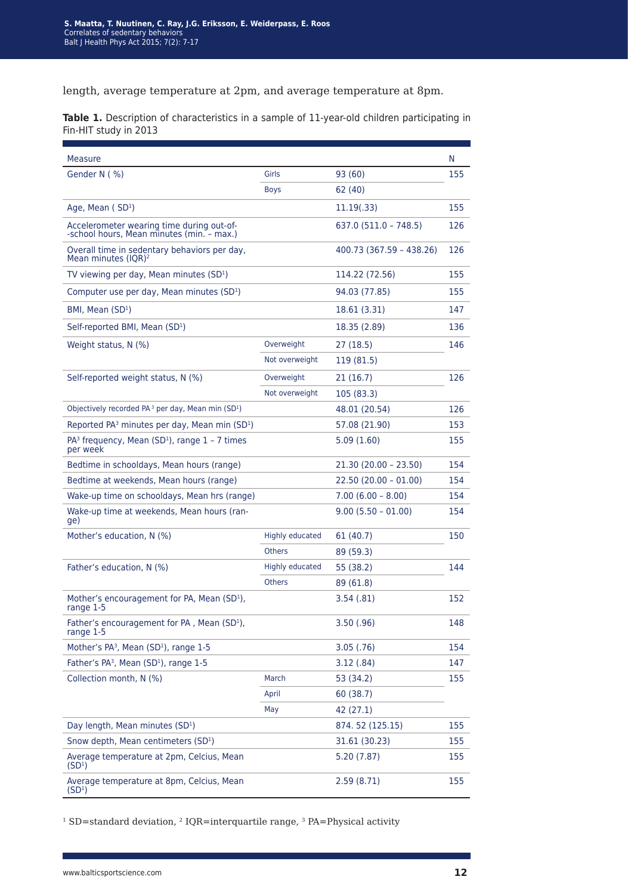length, average temperature at 2pm, and average temperature at 8pm.

**Table 1.** Description of characteristics in a sample of 11-year-old children participating in Fin-HIT study in 2013

| Measure | | | N |
|---|---|---|---|
| Gender N ( %) | Girls | 93 (60) | 155 |
| | Boys | 62 (40) | |
| Age, Mean ( SD[1]) | | 11.19(.33) | 155 |
| Accelerometer wearing time during out-of--school hours, Mean minutes (min. – max.) | | 637.0 (511.0 – 748.5) | 126 |
| Overall time in sedentary behaviors per day, Mean minutes (IQR)[2] | | 400.73 (367.59 – 438.26) | 126 |
| TV viewing per day, Mean minutes (SD[1]) | | 114.22 (72.56) | 155 |
| Computer use per day, Mean minutes (SD[1]) | | 94.03 (77.85) | 155 |
| BMI, Mean (SD[1]) | | 18.61 (3.31) | 147 |
| Self-reported BMI, Mean (SD[1]) | | 18.35 (2.89) | 136 |
| Weight status, N (%) | Overweight | 27 (18.5) | 146 |
| | Not overweight | 119 (81.5) | |
| Self-reported weight status, N (%) | Overweight | 21 (16.7) | 126 |
| | Not overweight | 105 (83.3) | |
| Objectively recorded PA[3] per day, Mean min (SD[1]) | | 48.01 (20.54) | 126 |
| Reported PA[3] minutes per day, Mean min (SD[1]) | | 57.08 (21.90) | 153 |
| PA[3] frequency, Mean (SD[1]), range 1 – 7 times per week | | 5.09 (1.60) | 155 |
| Bedtime in schooldays, Mean hours (range) | | 21.30 (20.00 – 23.50) | 154 |
| Bedtime at weekends, Mean hours (range) | | 22.50 (20.00 – 01.00) | 154 |
| Wake-up time on schooldays, Mean hrs (range) | | 7.00 (6.00 – 8.00) | 154 |
| Wake-up time at weekends, Mean hours (range) | | 9.00 (5.50 – 01.00) | 154 |
| Mother's education, N (%) | Highly educated | 61 (40.7) | 150 |
| | Others | 89 (59.3) | |
| Father's education, N (%) | Highly educated | 55 (38.2) | 144 |
| | Others | 89 (61.8) | |
| Mother's encouragement for PA, Mean (SD[1]), range 1-5 | | 3.54 (.81) | 152 |
| Father's encouragement for PA , Mean (SD[1]), range 1-5 | | 3.50 (.96) | 148 |
| Mother's PA[3], Mean (SD[1]), range 1-5 | | 3.05 (.76) | 154 |
| Father's PA[3], Mean (SD[1]), range 1-5 | | 3.12 (.84) | 147 |
| Collection month, N (%) | March | 53 (34.2) | 155 |
| | April | 60 (38.7) | |
| | May | 42 (27.1) | |
| Day length, Mean minutes (SD[1]) | | 874. 52 (125.15) | 155 |
| Snow depth, Mean centimeters (SD[1]) | | 31.61 (30.23) | 155 |
| Average temperature at 2pm, Celcius, Mean (SD[1]) | | 5.20 (7.87) | 155 |
| Average temperature at 8pm, Celcius, Mean (SD[1]) | | 2.59 (8.71) | 155 |

[1] SD=standard deviation, [2] IQR=interquartile range, [3] PA=Physical activity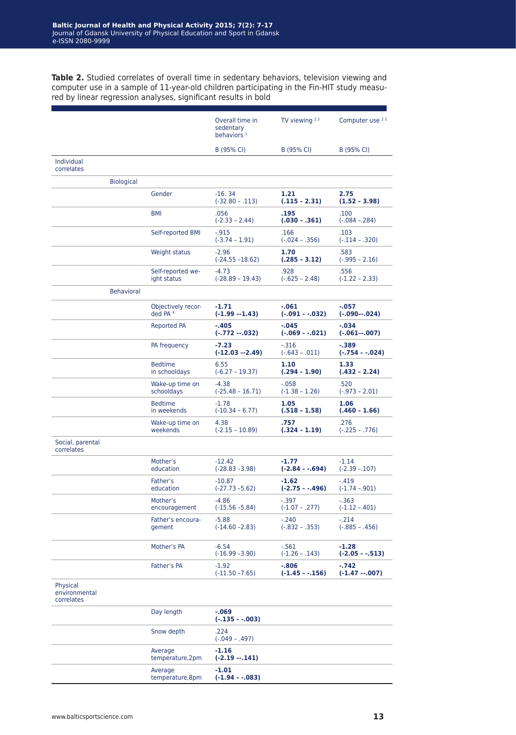**Table 2.** Studied correlates of overall time in sedentary behaviors, television viewing and computer use in a sample of 11-year-old children participating in the Fin-HIT study measured by linear regression analyses, significant results in bold

| | | | Overall time in sedentary behaviors [1] | TV viewing [2 3] | Computer use [2 3] |
|---|---|---|---|---|---|
| | | | B (95% CI) | B (95% CI) | B (95% CI) |
| Individual correlates | | | | | |
| | Biological | | | | |
| | | Gender | -16. 34 (-32.80 – .113) | **1.21 (.115 - 2.31)** | **2.75 (1.52 - 3.98)** |
| | | BMI | .056 (-2.33 – 2.44) | **.195 (.030 - .361)** | .100 (-.084 –.284) |
| | | Self-reported BMI | -.915 (-3.74 – 1.91) | .166 (-.024 – .356) | .103 (-.114 – .320) |
| | | Weight status | -2.96 (-24.55 –18.62) | **1.70 (.285 - 3.12)** | .583 (-.995 – 2.16) |
| | | Self-reported weight status | -4.73 (-28.89 – 19.43) | .928 (-.625 – 2.48) | .556 (-1.22 – 2.33) |
| | Behavioral | | | | |
| | | Objectively recorded PA [4] | **-1.71 (-1.99 --1.43)** | **-.061 (-.091 - -.032)** | **-.057 (-.090--.024)** |
| | | Reported PA | **-.405 (-.772 --.032)** | **-.045 (-.069 - -.021)** | **-.034 (-.061--.007)** |
| | | PA frequency | **-7.23 (-12.03 --2.49)** | -.316 (-.643 – .011) | **-.389 (-.754 - -.024)** |
| | | Bedtime in schooldays | 6.55 (-6.27 – 19.37) | **1.10 (.294 - 1.90)** | **1.33 (.432 - 2.24)** |
| | | Wake-up time on schooldays | -4.38 (-25.48 – 16.71) | -.058 (-1.38 – 1.26) | .520 (-.973 – 2.01) |
| | | Bedtime in weekends | -1.78 (-10.34 – 6.77) | **1.05 (.518 - 1.58)** | **1.06 (.460 - 1.66)** |
| | | Wake-up time on weekends | 4.38 (-2.15 – 10.89) | **.757 (.324 - 1.19)** | .276 (-.225 – .776) |
| Social, parental correlates | | | | | |
| | | Mother's education | -12.42 (-28.83 –3.98) | **-1.77 (-2.84 - -.694)** | -1.14 (-2.39 –.107) |
| | | Father's education | -10.87 (-27.73 –5.62) | **-1.62 (-2.75 - -.496)** | -.419 (-1.74 –.901) |
| | | Mother's encouragement | -4.86 (-15.56 –5.84) | -.397 (-1.07 – .277) | -.363 (-1.12 –.401) |
| | | Father's encouragement | -5.88 (-14.60 –2.83) | -.240 (-.832 – .353) | -.214 (-.885 – .456) |
| | | Mother's PA | -6.54 (-16.99 –3.90) | -.561 (-1.26 – .143) | **-1.28 (-2.05 - -.513)** |
| | | Father's PA | -1.92 (-11.50 –7.65) | **-.806 (-1.45 - -.156)** | **-.742 (-1.47 --.007)** |
| Physical environmental correlates | | | | | |
| | | Day length | **-.069 (-.135 - -.003)** | | |
| | | Snow depth | .224 (-.049 – .497) | | |
| | | Average temperature,2pm | **-1.16 (-2.19 --.141)** | | |
| | | Average temperature,8pm | **-1.01 (-1.94 - -.083)** | | |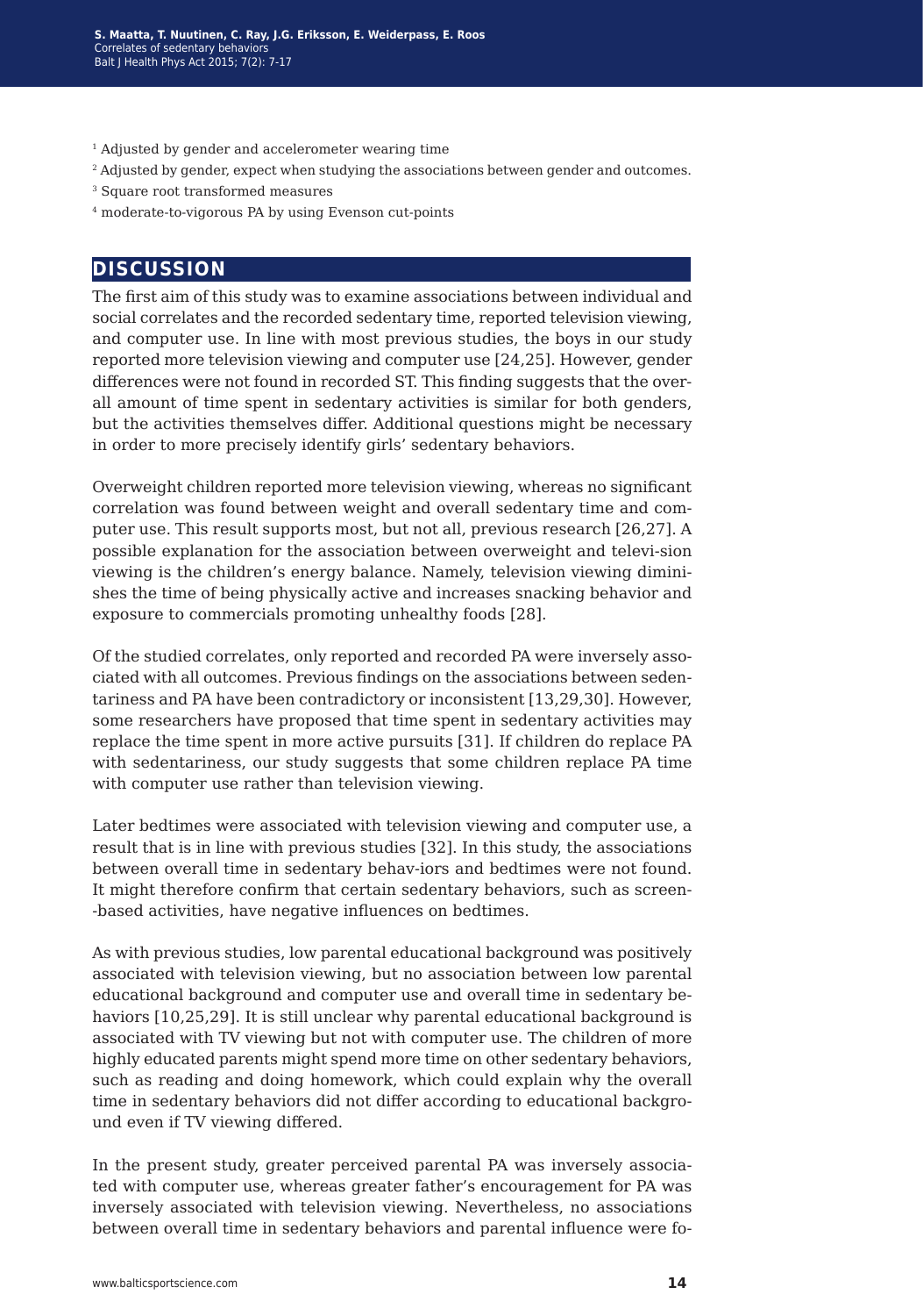[1] Adjusted by gender and accelerometer wearing time

[2] Adjusted by gender, expect when studying the associations between gender and outcomes.

[3] Square root transformed measures

[4] moderate-to-vigorous PA by using Evenson cut-points

## DISCUSSION

The first aim of this study was to examine associations between individual and social correlates and the recorded sedentary time, reported television viewing, and computer use. In line with most previous studies, the boys in our study reported more television viewing and computer use [24,25]. However, gender differences were not found in recorded ST. This finding suggests that the overall amount of time spent in sedentary activities is similar for both genders, but the activities themselves differ. Additional questions might be necessary in order to more precisely identify girls' sedentary behaviors.

Overweight children reported more television viewing, whereas no significant correlation was found between weight and overall sedentary time and computer use. This result supports most, but not all, previous research [26,27]. A possible explanation for the association between overweight and televi-sion viewing is the children's energy balance. Namely, television viewing diminishes the time of being physically active and increases snacking behavior and exposure to commercials promoting unhealthy foods [28].

Of the studied correlates, only reported and recorded PA were inversely associated with all outcomes. Previous findings on the associations between sedentariness and PA have been contradictory or inconsistent [13,29,30]. However, some researchers have proposed that time spent in sedentary activities may replace the time spent in more active pursuits [31]. If children do replace PA with sedentariness, our study suggests that some children replace PA time with computer use rather than television viewing.

Later bedtimes were associated with television viewing and computer use, a result that is in line with previous studies [32]. In this study, the associations between overall time in sedentary behav-iors and bedtimes were not found. It might therefore confirm that certain sedentary behaviors, such as screen--based activities, have negative influences on bedtimes.

As with previous studies, low parental educational background was positively associated with television viewing, but no association between low parental educational background and computer use and overall time in sedentary behaviors [10,25,29]. It is still unclear why parental educational background is associated with TV viewing but not with computer use. The children of more highly educated parents might spend more time on other sedentary behaviors, such as reading and doing homework, which could explain why the overall time in sedentary behaviors did not differ according to educational background even if TV viewing differed.

In the present study, greater perceived parental PA was inversely associated with computer use, whereas greater father's encouragement for PA was inversely associated with television viewing. Nevertheless, no associations between overall time in sedentary behaviors and parental influence were fo-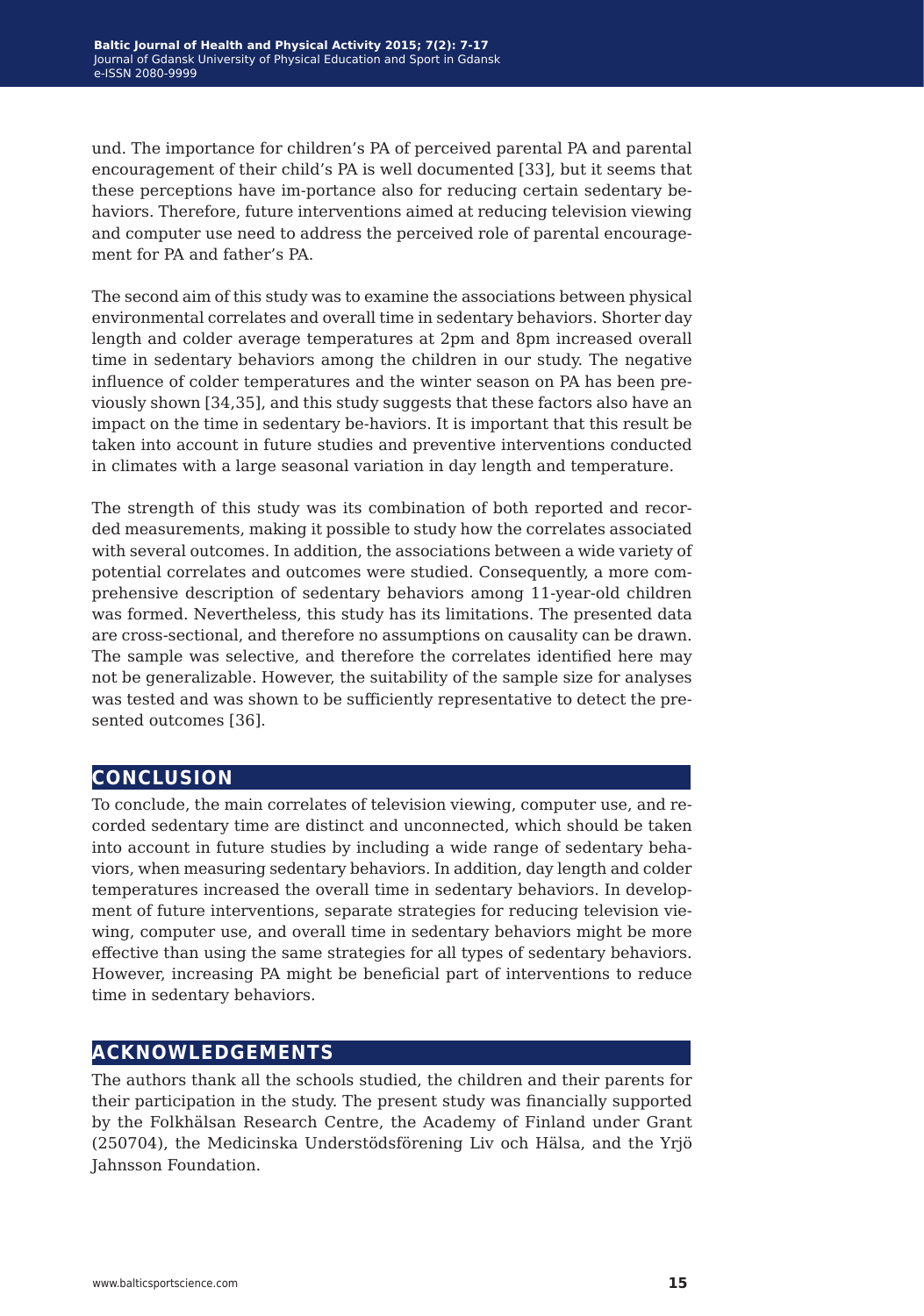und. The importance for children's PA of perceived parental PA and parental encouragement of their child's PA is well documented [33], but it seems that these perceptions have im-portance also for reducing certain sedentary be-haviors. Therefore, future interventions aimed at reducing television viewing and computer use need to address the perceived role of parental encouragement for PA and father's PA.

The second aim of this study was to examine the associations between physical environmental correlates and overall time in sedentary behaviors. Shorter day length and colder average temperatures at 2pm and 8pm increased overall time in sedentary behaviors among the children in our study. The negative influence of colder temperatures and the winter season on PA has been previously shown [34,35], and this study suggests that these factors also have an impact on the time in sedentary be-haviors. It is important that this result be taken into account in future studies and preventive interventions conducted in climates with a large seasonal variation in day length and temperature.

The strength of this study was its combination of both reported and recorded measurements, making it possible to study how the correlates associated with several outcomes. In addition, the associations between a wide variety of potential correlates and outcomes were studied. Consequently, a more comprehensive description of sedentary behaviors among 11-year-old children was formed. Nevertheless, this study has its limitations. The presented data are cross-sectional, and therefore no assumptions on causality can be drawn. The sample was selective, and therefore the correlates identified here may not be generalizable. However, the suitability of the sample size for analyses was tested and was shown to be sufficiently representative to detect the presented outcomes [36].

## CONCLUSION

To conclude, the main correlates of television viewing, computer use, and recorded sedentary time are distinct and unconnected, which should be taken into account in future studies by including a wide range of sedentary behaviors, when measuring sedentary behaviors. In addition, day length and colder temperatures increased the overall time in sedentary behaviors. In development of future interventions, separate strategies for reducing television viewing, computer use, and overall time in sedentary behaviors might be more effective than using the same strategies for all types of sedentary behaviors. However, increasing PA might be beneficial part of interventions to reduce time in sedentary behaviors.

## ACKNOWLEDGEMENTS

The authors thank all the schools studied, the children and their parents for their participation in the study. The present study was financially supported by the Folkhälsan Research Centre, the Academy of Finland under Grant (250704), the Medicinska Understödsförening Liv och Hälsa, and the Yrjö Jahnsson Foundation.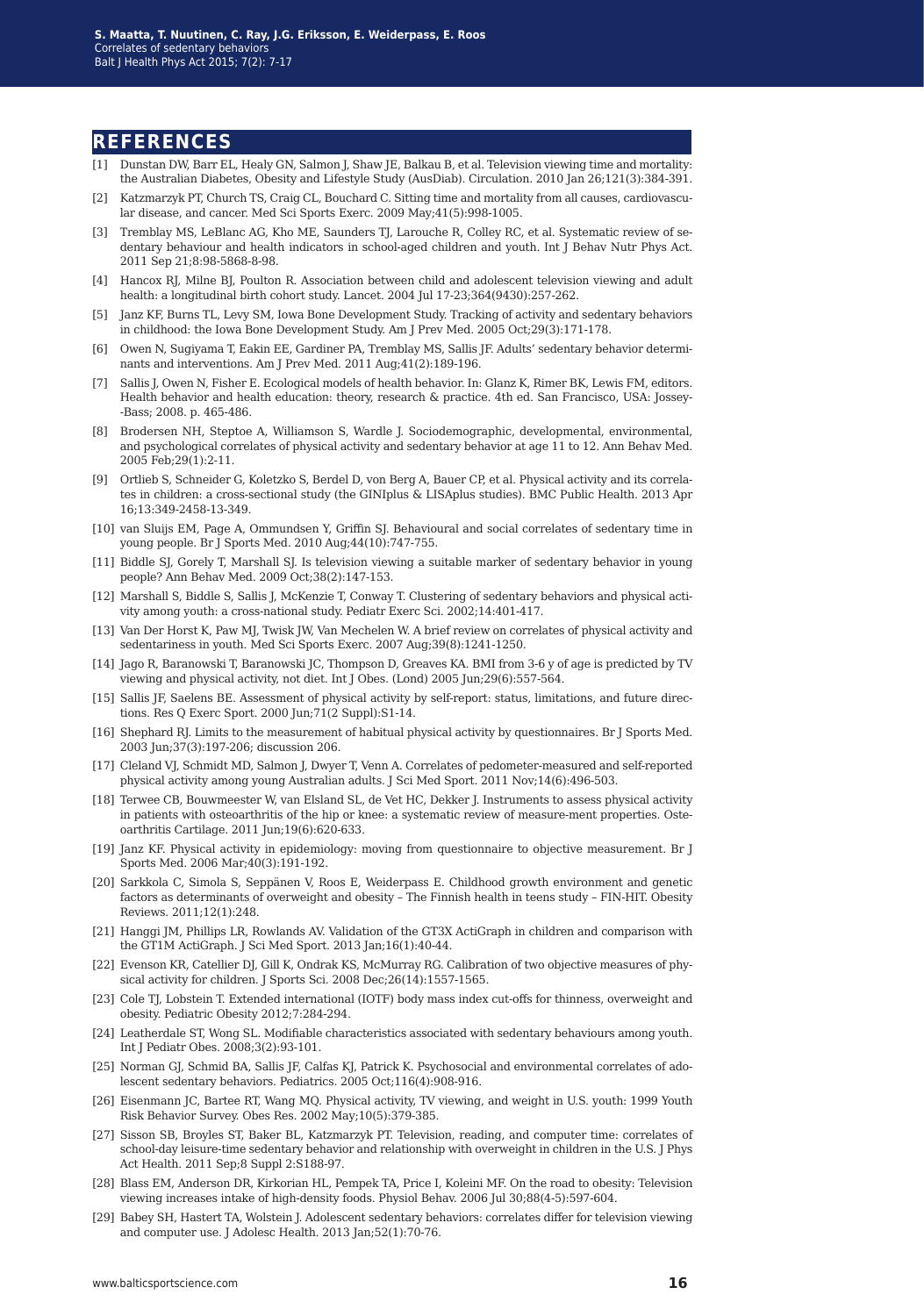## REFERENCES

[1] Dunstan DW, Barr EL, Healy GN, Salmon J, Shaw JE, Balkau B, et al. Television viewing time and mortality: the Australian Diabetes, Obesity and Lifestyle Study (AusDiab). Circulation. 2010 Jan 26;121(3):384-391.

[2] Katzmarzyk PT, Church TS, Craig CL, Bouchard C. Sitting time and mortality from all causes, cardiovascular disease, and cancer. Med Sci Sports Exerc. 2009 May;41(5):998-1005.

[3] Tremblay MS, LeBlanc AG, Kho ME, Saunders TJ, Larouche R, Colley RC, et al. Systematic review of sedentary behaviour and health indicators in school-aged children and youth. Int J Behav Nutr Phys Act. 2011 Sep 21;8:98-5868-8-98.

[4] Hancox RJ, Milne BJ, Poulton R. Association between child and adolescent television viewing and adult health: a longitudinal birth cohort study. Lancet. 2004 Jul 17-23;364(9430):257-262.

[5] Janz KF, Burns TL, Levy SM, Iowa Bone Development Study. Tracking of activity and sedentary behaviors in childhood: the Iowa Bone Development Study. Am J Prev Med. 2005 Oct;29(3):171-178.

[6] Owen N, Sugiyama T, Eakin EE, Gardiner PA, Tremblay MS, Sallis JF. Adults' sedentary behavior determinants and interventions. Am J Prev Med. 2011 Aug;41(2):189-196.

[7] Sallis J, Owen N, Fisher E. Ecological models of health behavior. In: Glanz K, Rimer BK, Lewis FM, editors. Health behavior and health education: theory, research & practice. 4th ed. San Francisco, USA: Jossey--Bass; 2008. p. 465-486.

[8] Brodersen NH, Steptoe A, Williamson S, Wardle J. Sociodemographic, developmental, environmental, and psychological correlates of physical activity and sedentary behavior at age 11 to 12. Ann Behav Med. 2005 Feb;29(1):2-11.

[9] Ortlieb S, Schneider G, Koletzko S, Berdel D, von Berg A, Bauer CP, et al. Physical activity and its correlates in children: a cross-sectional study (the GINIplus & LISAplus studies). BMC Public Health. 2013 Apr 16;13:349-2458-13-349.

[10] van Sluijs EM, Page A, Ommundsen Y, Griffin SJ. Behavioural and social correlates of sedentary time in young people. Br J Sports Med. 2010 Aug;44(10):747-755.

[11] Biddle SJ, Gorely T, Marshall SJ. Is television viewing a suitable marker of sedentary behavior in young people? Ann Behav Med. 2009 Oct;38(2):147-153.

[12] Marshall S, Biddle S, Sallis J, McKenzie T, Conway T. Clustering of sedentary behaviors and physical activity among youth: a cross-national study. Pediatr Exerc Sci. 2002;14:401-417.

[13] Van Der Horst K, Paw MJ, Twisk JW, Van Mechelen W. A brief review on correlates of physical activity and sedentariness in youth. Med Sci Sports Exerc. 2007 Aug;39(8):1241-1250.

[14] Jago R, Baranowski T, Baranowski JC, Thompson D, Greaves KA. BMI from 3-6 y of age is predicted by TV viewing and physical activity, not diet. Int J Obes. (Lond) 2005 Jun;29(6):557-564.

[15] Sallis JF, Saelens BE. Assessment of physical activity by self-report: status, limitations, and future directions. Res Q Exerc Sport. 2000 Jun;71(2 Suppl):S1-14.

[16] Shephard RJ. Limits to the measurement of habitual physical activity by questionnaires. Br J Sports Med. 2003 Jun;37(3):197-206; discussion 206.

[17] Cleland VJ, Schmidt MD, Salmon J, Dwyer T, Venn A. Correlates of pedometer-measured and self-reported physical activity among young Australian adults. J Sci Med Sport. 2011 Nov;14(6):496-503.

[18] Terwee CB, Bouwmeester W, van Elsland SL, de Vet HC, Dekker J. Instruments to assess physical activity in patients with osteoarthritis of the hip or knee: a systematic review of measure-ment properties. Osteoarthritis Cartilage. 2011 Jun;19(6):620-633.

[19] Janz KF. Physical activity in epidemiology: moving from questionnaire to objective measurement. Br J Sports Med. 2006 Mar;40(3):191-192.

[20] Sarkkola C, Simola S, Seppänen V, Roos E, Weiderpass E. Childhood growth environment and genetic factors as determinants of overweight and obesity – The Finnish health in teens study – FIN-HIT. Obesity Reviews. 2011;12(1):248.

[21] Hanggi JM, Phillips LR, Rowlands AV. Validation of the GT3X ActiGraph in children and comparison with the GT1M ActiGraph. J Sci Med Sport. 2013 Jan;16(1):40-44.

[22] Evenson KR, Catellier DJ, Gill K, Ondrak KS, McMurray RG. Calibration of two objective measures of physical activity for children. J Sports Sci. 2008 Dec;26(14):1557-1565.

[23] Cole TJ, Lobstein T. Extended international (IOTF) body mass index cut-offs for thinness, overweight and obesity. Pediatric Obesity 2012;7:284-294.

[24] Leatherdale ST, Wong SL. Modifiable characteristics associated with sedentary behaviours among youth. Int J Pediatr Obes. 2008;3(2):93-101.

[25] Norman GJ, Schmid BA, Sallis JF, Calfas KJ, Patrick K. Psychosocial and environmental correlates of adolescent sedentary behaviors. Pediatrics. 2005 Oct;116(4):908-916.

[26] Eisenmann JC, Bartee RT, Wang MQ. Physical activity, TV viewing, and weight in U.S. youth: 1999 Youth Risk Behavior Survey. Obes Res. 2002 May;10(5):379-385.

[27] Sisson SB, Broyles ST, Baker BL, Katzmarzyk PT. Television, reading, and computer time: correlates of school-day leisure-time sedentary behavior and relationship with overweight in children in the U.S. J Phys Act Health. 2011 Sep;8 Suppl 2:S188-97.

[28] Blass EM, Anderson DR, Kirkorian HL, Pempek TA, Price I, Koleini MF. On the road to obesity: Television viewing increases intake of high-density foods. Physiol Behav. 2006 Jul 30;88(4-5):597-604.

[29] Babey SH, Hastert TA, Wolstein J. Adolescent sedentary behaviors: correlates differ for television viewing and computer use. J Adolesc Health. 2013 Jan;52(1):70-76.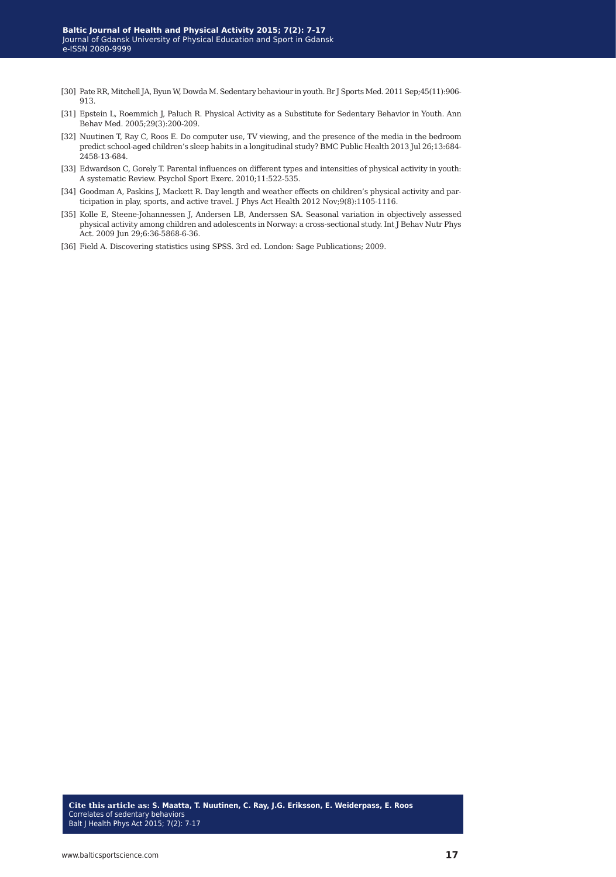[30] Pate RR, Mitchell JA, Byun W, Dowda M. Sedentary behaviour in youth. Br J Sports Med. 2011 Sep;45(11):906-913.

[31] Epstein L, Roemmich J, Paluch R. Physical Activity as a Substitute for Sedentary Behavior in Youth. Ann Behav Med. 2005;29(3):200-209.

[32] Nuutinen T, Ray C, Roos E. Do computer use, TV viewing, and the presence of the media in the bedroom predict school-aged children's sleep habits in a longitudinal study? BMC Public Health 2013 Jul 26;13:684-2458-13-684.

[33] Edwardson C, Gorely T. Parental influences on different types and intensities of physical activity in youth: A systematic Review. Psychol Sport Exerc. 2010;11:522-535.

[34] Goodman A, Paskins J, Mackett R. Day length and weather effects on children's physical activity and participation in play, sports, and active travel. J Phys Act Health 2012 Nov;9(8):1105-1116.

[35] Kolle E, Steene-Johannessen J, Andersen LB, Anderssen SA. Seasonal variation in objectively assessed physical activity among children and adolescents in Norway: a cross-sectional study. Int J Behav Nutr Phys Act. 2009 Jun 29;6:36-5868-6-36.

[36] Field A. Discovering statistics using SPSS. 3rd ed. London: Sage Publications; 2009.

**Cite this article as: S. Maatta, T. Nuutinen, C. Ray, J.G. Eriksson, E. Weiderpass, E. Roos**
Correlates of sedentary behaviors
Balt J Health Phys Act 2015; 7(2): 7-17